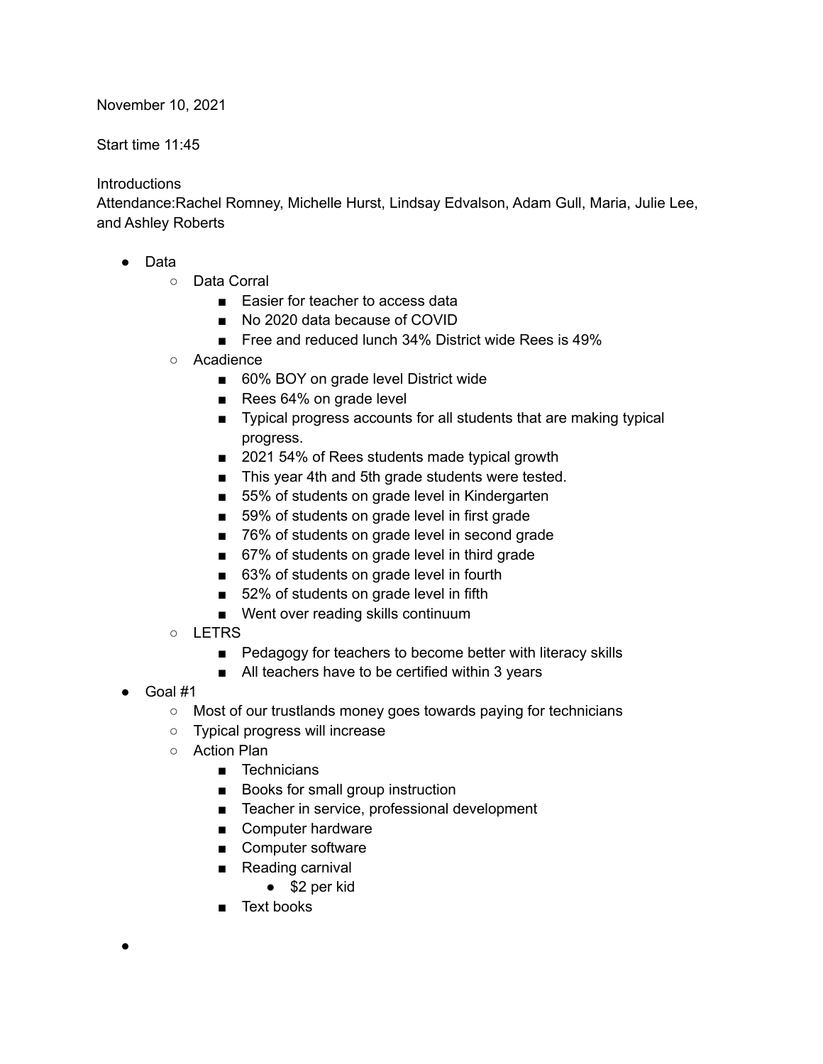November 10, 2021

Start time 11:45

Introductions
Attendance:Rachel Romney, Michelle Hurst, Lindsay Edvalson, Adam Gull, Maria, Julie Lee, and Ashley Roberts

- Data
  - Data Corral
    - Easier for teacher to access data
    - No 2020 data because of COVID
    - Free and reduced lunch 34% District wide Rees is 49%
  - Acadience
    - 60% BOY on grade level District wide
    - Rees 64% on grade level
    - Typical progress accounts for all students that are making typical progress.
    - 2021 54% of Rees students made typical growth
    - This year 4th and 5th grade students were tested.
    - 55% of students on grade level in Kindergarten
    - 59% of students on grade level in first grade
    - 76% of students on grade level in second grade
    - 67% of students on grade level in third grade
    - 63% of students on grade level in fourth
    - 52% of students on grade level in fifth
    - Went over reading skills continuum
  - LETRS
    - Pedagogy for teachers to become better with literacy skills
    - All teachers have to be certified within 3 years
- Goal #1
  - Most of our trustlands money goes towards paying for technicians
  - Typical progress will increase
  - Action Plan
    - Technicians
    - Books for small group instruction
    - Teacher in service, professional development
    - Computer hardware
    - Computer software
    - Reading carnival
      - $2 per kid
    - Text books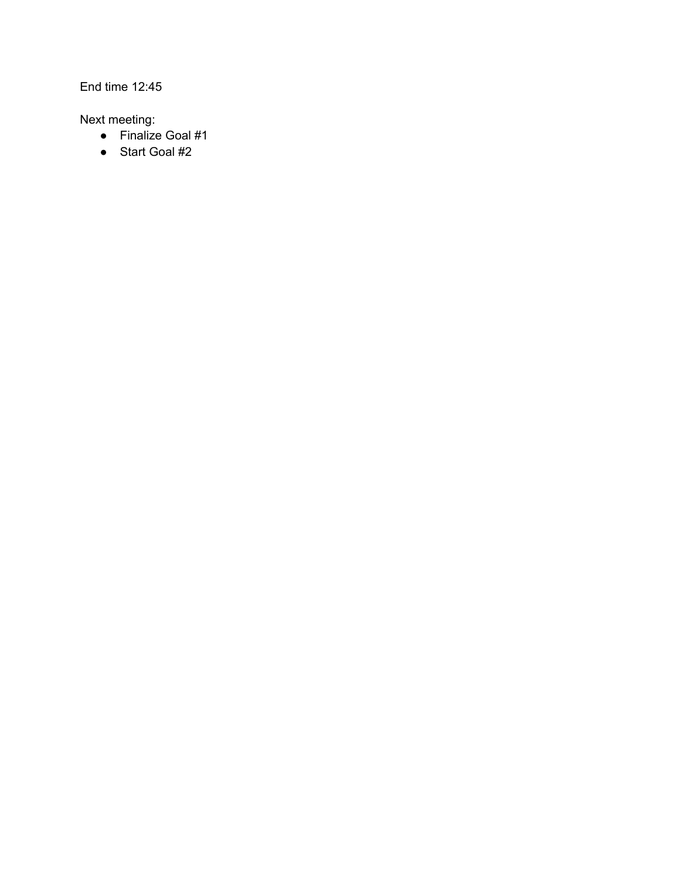End time 12:45

Next meeting:

- Finalize Goal #1
- Start Goal #2